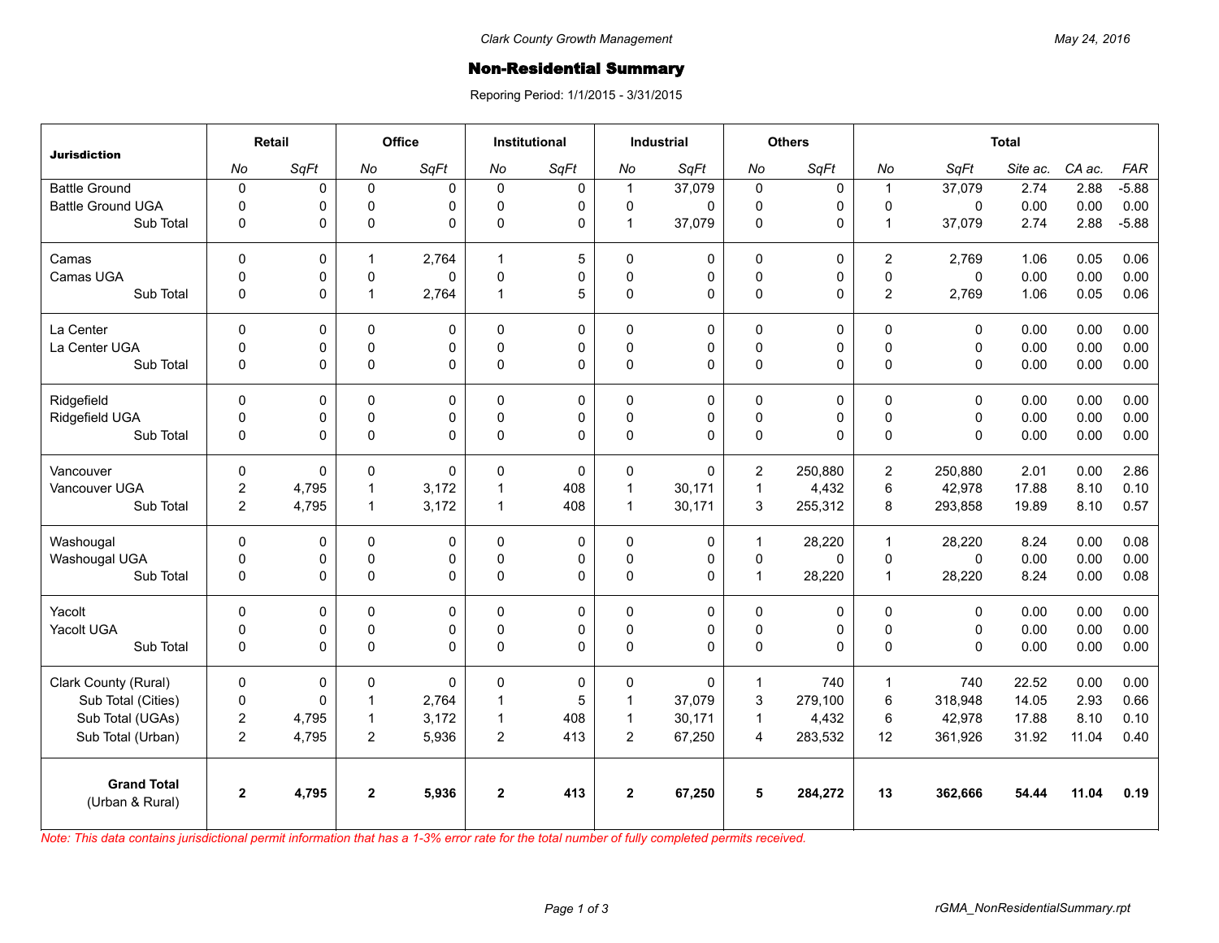Clark County Growth Management

May 24, 2016

# Non-Residential Summary

Reporing Period: 1/1/2015 - 3/31/2015

| Jurisdiction | Retail | | Office | | Institutional | | Industrial | | Others | | Total | | | | |
|---|---|---|---|---|---|---|---|---|---|---|---|---|---|---|---|
| | *No* | *SqFt* | *No* | *SqFt* | *No* | *SqFt* | *No* | *SqFt* | *No* | *SqFt* | *No* | *SqFt* | *Site ac.* | *CA ac.* | *FAR* |
| Battle Ground | 0 | 0 | 0 | 0 | 0 | 0 | 1 | 37,079 | 0 | 0 | 1 | 37,079 | 2.74 | 2.88 | -5.88 |
| Battle Ground UGA | 0 | 0 | 0 | 0 | 0 | 0 | 0 | 0 | 0 | 0 | 0 | 0 | 0.00 | 0.00 | 0.00 |
| Sub Total | 0 | 0 | 0 | 0 | 0 | 0 | 1 | 37,079 | 0 | 0 | 1 | 37,079 | 2.74 | 2.88 | -5.88 |
| Camas | 0 | 0 | 1 | 2,764 | 1 | 5 | 0 | 0 | 0 | 0 | 2 | 2,769 | 1.06 | 0.05 | 0.06 |
| Camas UGA | 0 | 0 | 0 | 0 | 0 | 0 | 0 | 0 | 0 | 0 | 0 | 0 | 0.00 | 0.00 | 0.00 |
| Sub Total | 0 | 0 | 1 | 2,764 | 1 | 5 | 0 | 0 | 0 | 0 | 2 | 2,769 | 1.06 | 0.05 | 0.06 |
| La Center | 0 | 0 | 0 | 0 | 0 | 0 | 0 | 0 | 0 | 0 | 0 | 0 | 0.00 | 0.00 | 0.00 |
| La Center UGA | 0 | 0 | 0 | 0 | 0 | 0 | 0 | 0 | 0 | 0 | 0 | 0 | 0.00 | 0.00 | 0.00 |
| Sub Total | 0 | 0 | 0 | 0 | 0 | 0 | 0 | 0 | 0 | 0 | 0 | 0 | 0.00 | 0.00 | 0.00 |
| Ridgefield | 0 | 0 | 0 | 0 | 0 | 0 | 0 | 0 | 0 | 0 | 0 | 0 | 0.00 | 0.00 | 0.00 |
| Ridgefield UGA | 0 | 0 | 0 | 0 | 0 | 0 | 0 | 0 | 0 | 0 | 0 | 0 | 0.00 | 0.00 | 0.00 |
| Sub Total | 0 | 0 | 0 | 0 | 0 | 0 | 0 | 0 | 0 | 0 | 0 | 0 | 0.00 | 0.00 | 0.00 |
| Vancouver | 0 | 0 | 0 | 0 | 0 | 0 | 0 | 0 | 2 | 250,880 | 2 | 250,880 | 2.01 | 0.00 | 2.86 |
| Vancouver UGA | 2 | 4,795 | 1 | 3,172 | 1 | 408 | 1 | 30,171 | 1 | 4,432 | 6 | 42,978 | 17.88 | 8.10 | 0.10 |
| Sub Total | 2 | 4,795 | 1 | 3,172 | 1 | 408 | 1 | 30,171 | 3 | 255,312 | 8 | 293,858 | 19.89 | 8.10 | 0.57 |
| Washougal | 0 | 0 | 0 | 0 | 0 | 0 | 0 | 0 | 1 | 28,220 | 1 | 28,220 | 8.24 | 0.00 | 0.08 |
| Washougal UGA | 0 | 0 | 0 | 0 | 0 | 0 | 0 | 0 | 0 | 0 | 0 | 0 | 0.00 | 0.00 | 0.00 |
| Sub Total | 0 | 0 | 0 | 0 | 0 | 0 | 0 | 0 | 1 | 28,220 | 1 | 28,220 | 8.24 | 0.00 | 0.08 |
| Yacolt | 0 | 0 | 0 | 0 | 0 | 0 | 0 | 0 | 0 | 0 | 0 | 0 | 0.00 | 0.00 | 0.00 |
| Yacolt UGA | 0 | 0 | 0 | 0 | 0 | 0 | 0 | 0 | 0 | 0 | 0 | 0 | 0.00 | 0.00 | 0.00 |
| Sub Total | 0 | 0 | 0 | 0 | 0 | 0 | 0 | 0 | 0 | 0 | 0 | 0 | 0.00 | 0.00 | 0.00 |
| Clark County (Rural) | 0 | 0 | 0 | 0 | 0 | 0 | 0 | 0 | 1 | 740 | 1 | 740 | 22.52 | 0.00 | 0.00 |
| Sub Total (Cities) | 0 | 0 | 1 | 2,764 | 1 | 5 | 1 | 37,079 | 3 | 279,100 | 6 | 318,948 | 14.05 | 2.93 | 0.66 |
| Sub Total (UGAs) | 2 | 4,795 | 1 | 3,172 | 1 | 408 | 1 | 30,171 | 1 | 4,432 | 6 | 42,978 | 17.88 | 8.10 | 0.10 |
| Sub Total (Urban) | 2 | 4,795 | 2 | 5,936 | 2 | 413 | 2 | 67,250 | 4 | 283,532 | 12 | 361,926 | 31.92 | 11.04 | 0.40 |
| **Grand Total** (Urban & Rural) | **2** | **4,795** | **2** | **5,936** | **2** | **413** | **2** | **67,250** | **5** | **284,272** | **13** | **362,666** | **54.44** | **11.04** | **0.19** |

*Note: This data contains jurisdictional permit information that has a 1-3% error rate for the total number of fully completed permits received.*

rGMA_NonResidentialSummary.rpt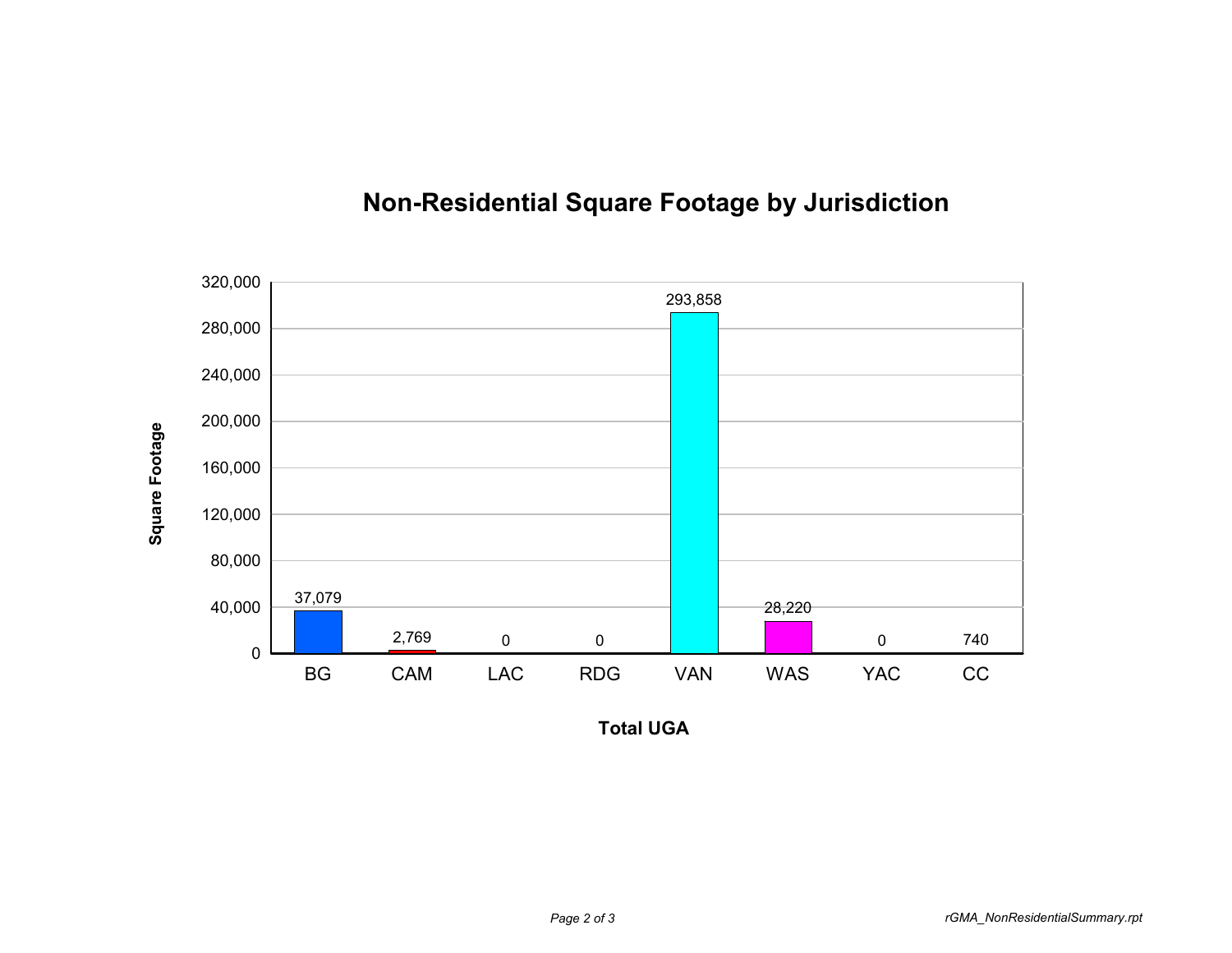## Non-Residential Square Footage by Jurisdiction

| Total UGA | Square Footage |
|---|---|
| BG | 37,079 |
| CAM | 2,769 |
| LAC | 0 |
| RDG | 0 |
| VAN | 293,858 |
| WAS | 28,220 |
| YAC | 0 |
| CC | 740 |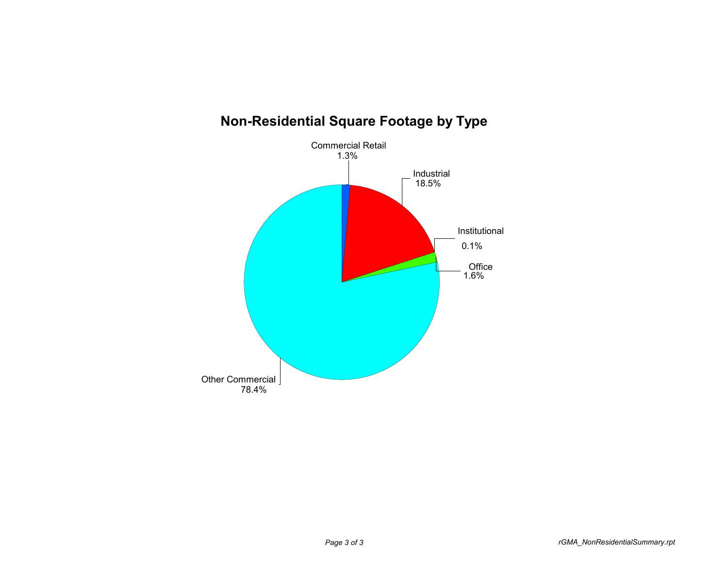## Non-Residential Square Footage by Type

Commercial Retail
1.3%

Industrial
18.5%

Institutional
0.1%

Office
1.6%

Other Commercial
78.4%

*rGMA_NonResidentialSummary.rpt*